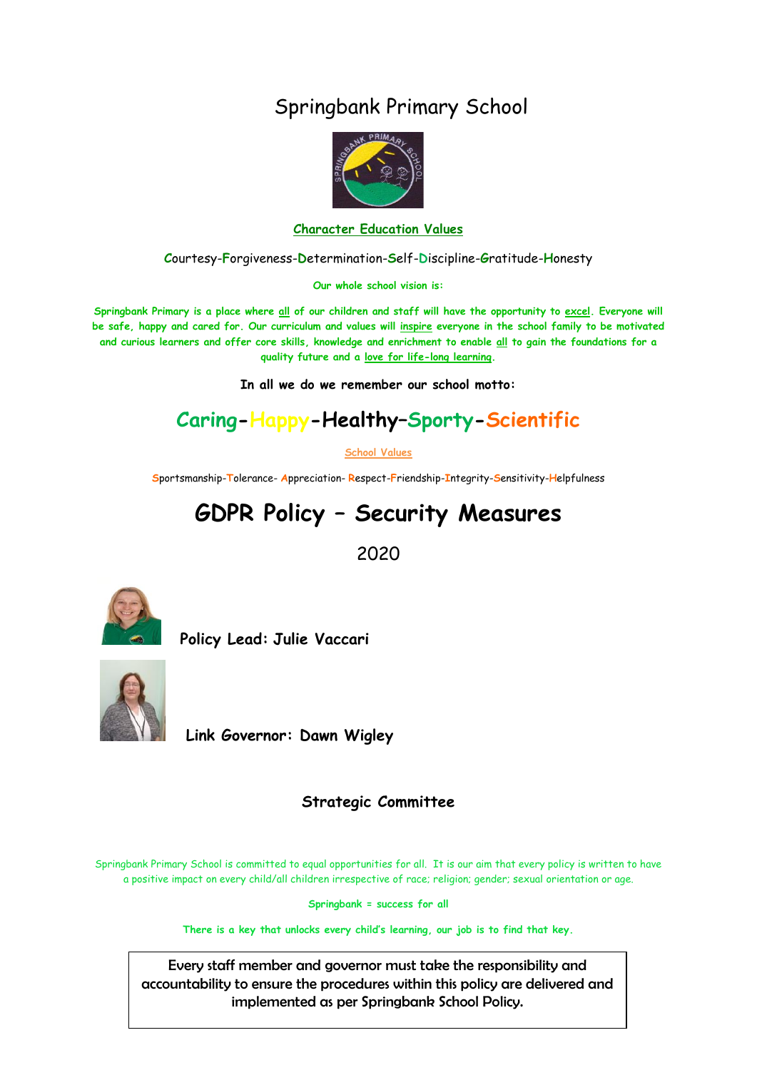# Springbank Primary School

**Character Education Values**

Courtesy-Forgiveness-Determination-Self-Discipline-Gratitude-Honesty

**Our whole school vision is:**

**Springbank Primary is a place where all of our children and staff will have the opportunity to excel. Everyone will be safe, happy and cared for. Our curriculum and values will inspire everyone in the school family to be motivated and curious learners and offer core skills, knowledge and enrichment to enable all to gain the foundations for a quality future and a love for life-long learning.**

**In all we do we remember our school motto:**

## Caring-Happy-Healthy–Sporty-Scientific

**School Values**

Sportsmanship-Tolerance- Appreciation- Respect-Friendship-Integrity-Sensitivity-Helpfulness

# GDPR Policy – Security Measures

2020

**Policy Lead: Julie Vaccari**

**Link Governor: Dawn Wigley**

**Strategic Committee**

Springbank Primary School is committed to equal opportunities for all. It is our aim that every policy is written to have a positive impact on every child/all children irrespective of race; religion; gender; sexual orientation or age.

**Springbank = success for all**

**There is a key that unlocks every child's learning, our job is to find that key.**

Every staff member and governor must take the responsibility and accountability to ensure the procedures within this policy are delivered and implemented as per Springbank School Policy.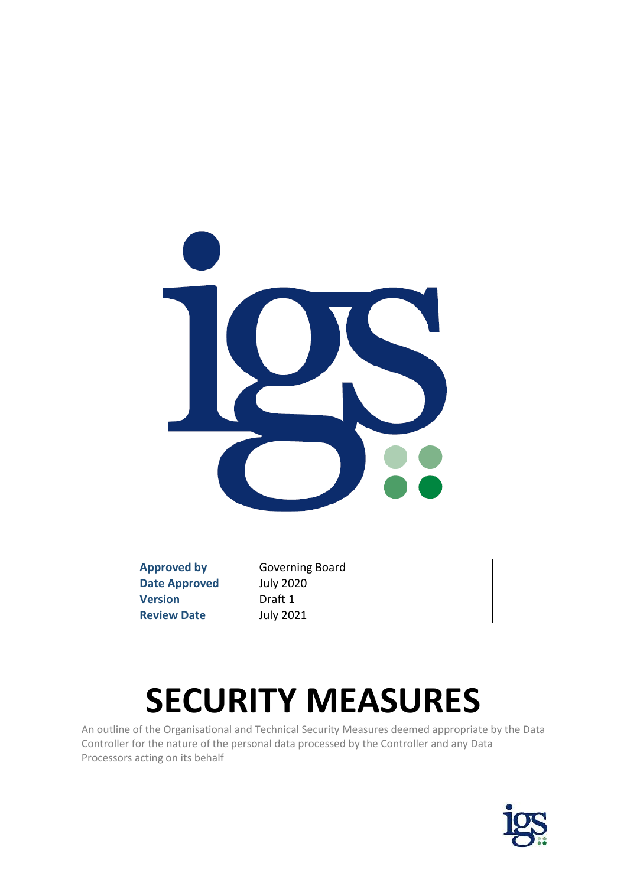| Approved by | Governing Board |
|---|---|
| Date Approved | July 2020 |
| Version | Draft 1 |
| Review Date | July 2021 |

# SECURITY MEASURES

An outline of the Organisational and Technical Security Measures deemed appropriate by the Data Controller for the nature of the personal data processed by the Controller and any Data Processors acting on its behalf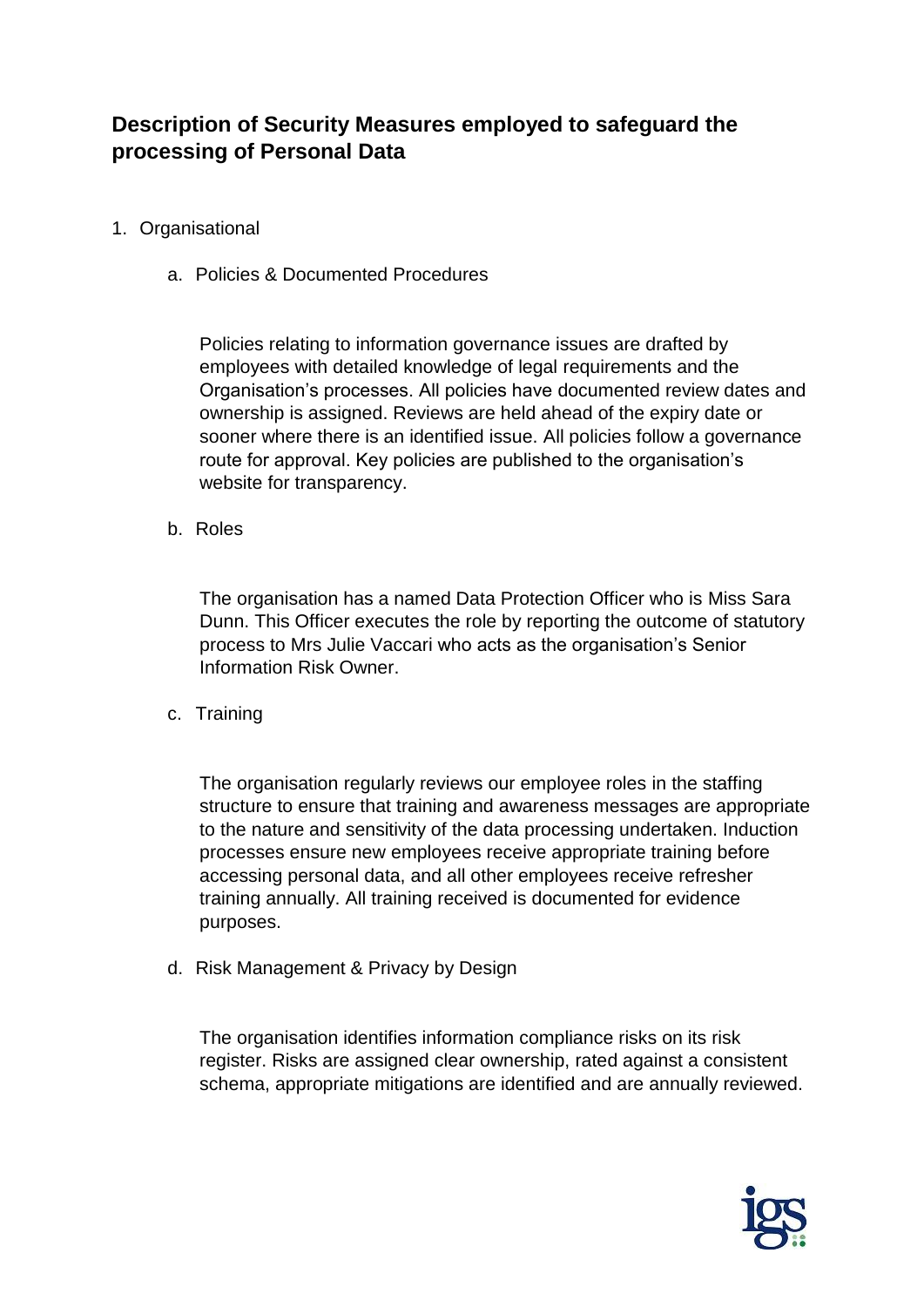# Description of Security Measures employed to safeguard the processing of Personal Data

1. Organisational

   a. Policies & Documented Procedures

      Policies relating to information governance issues are drafted by employees with detailed knowledge of legal requirements and the Organisation's processes. All policies have documented review dates and ownership is assigned. Reviews are held ahead of the expiry date or sooner where there is an identified issue. All policies follow a governance route for approval. Key policies are published to the organisation's website for transparency.

   b. Roles

      The organisation has a named Data Protection Officer who is Miss Sara Dunn. This Officer executes the role by reporting the outcome of statutory process to Mrs Julie Vaccari who acts as the organisation's Senior Information Risk Owner.

   c. Training

      The organisation regularly reviews our employee roles in the staffing structure to ensure that training and awareness messages are appropriate to the nature and sensitivity of the data processing undertaken. Induction processes ensure new employees receive appropriate training before accessing personal data, and all other employees receive refresher training annually. All training received is documented for evidence purposes.

   d. Risk Management & Privacy by Design

      The organisation identifies information compliance risks on its risk register. Risks are assigned clear ownership, rated against a consistent schema, appropriate mitigations are identified and are annually reviewed.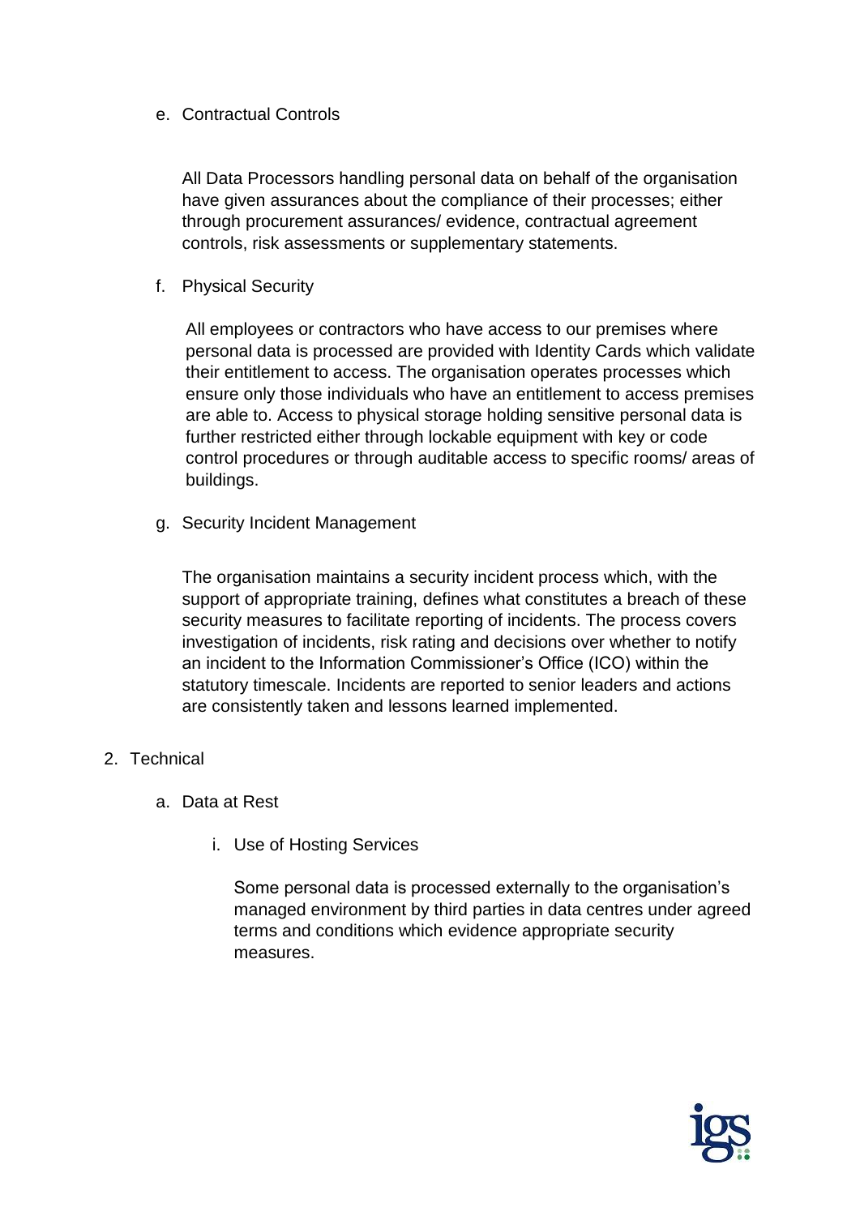e. Contractual Controls

   All Data Processors handling personal data on behalf of the organisation have given assurances about the compliance of their processes; either through procurement assurances/ evidence, contractual agreement controls, risk assessments or supplementary statements.

f. Physical Security

   All employees or contractors who have access to our premises where personal data is processed are provided with Identity Cards which validate their entitlement to access. The organisation operates processes which ensure only those individuals who have an entitlement to access premises are able to. Access to physical storage holding sensitive personal data is further restricted either through lockable equipment with key or code control procedures or through auditable access to specific rooms/ areas of buildings.

g. Security Incident Management

   The organisation maintains a security incident process which, with the support of appropriate training, defines what constitutes a breach of these security measures to facilitate reporting of incidents. The process covers investigation of incidents, risk rating and decisions over whether to notify an incident to the Information Commissioner's Office (ICO) within the statutory timescale. Incidents are reported to senior leaders and actions are consistently taken and lessons learned implemented.

2. Technical

   a. Data at Rest

      i. Use of Hosting Services

         Some personal data is processed externally to the organisation's managed environment by third parties in data centres under agreed terms and conditions which evidence appropriate security measures.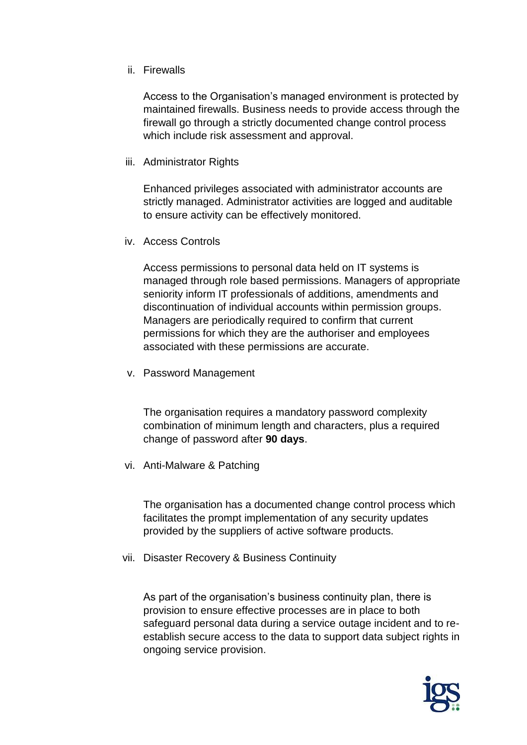ii. Firewalls

    Access to the Organisation's managed environment is protected by maintained firewalls. Business needs to provide access through the firewall go through a strictly documented change control process which include risk assessment and approval.

iii. Administrator Rights

    Enhanced privileges associated with administrator accounts are strictly managed. Administrator activities are logged and auditable to ensure activity can be effectively monitored.

iv. Access Controls

    Access permissions to personal data held on IT systems is managed through role based permissions. Managers of appropriate seniority inform IT professionals of additions, amendments and discontinuation of individual accounts within permission groups. Managers are periodically required to confirm that current permissions for which they are the authoriser and employees associated with these permissions are accurate.

v. Password Management

    The organisation requires a mandatory password complexity combination of minimum length and characters, plus a required change of password after **90 days**.

vi. Anti-Malware & Patching

    The organisation has a documented change control process which facilitates the prompt implementation of any security updates provided by the suppliers of active software products.

vii. Disaster Recovery & Business Continuity

    As part of the organisation's business continuity plan, there is provision to ensure effective processes are in place to both safeguard personal data during a service outage incident and to re-establish secure access to the data to support data subject rights in ongoing service provision.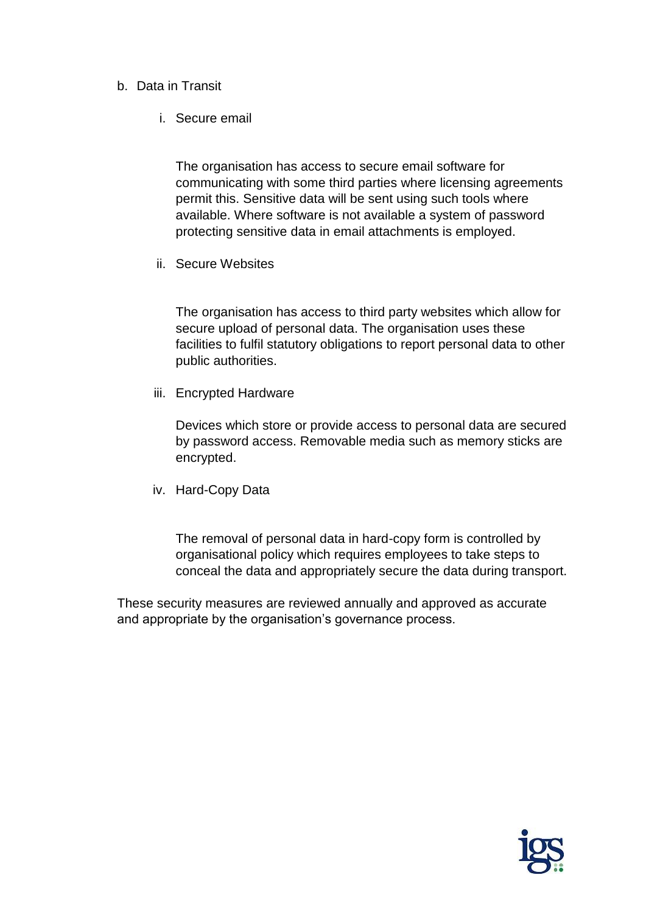b. Data in Transit

   i. Secure email

      The organisation has access to secure email software for communicating with some third parties where licensing agreements permit this. Sensitive data will be sent using such tools where available. Where software is not available a system of password protecting sensitive data in email attachments is employed.

   ii. Secure Websites

      The organisation has access to third party websites which allow for secure upload of personal data. The organisation uses these facilities to fulfil statutory obligations to report personal data to other public authorities.

   iii. Encrypted Hardware

      Devices which store or provide access to personal data are secured by password access. Removable media such as memory sticks are encrypted.

   iv. Hard-Copy Data

      The removal of personal data in hard-copy form is controlled by organisational policy which requires employees to take steps to conceal the data and appropriately secure the data during transport.

These security measures are reviewed annually and approved as accurate and appropriate by the organisation's governance process.